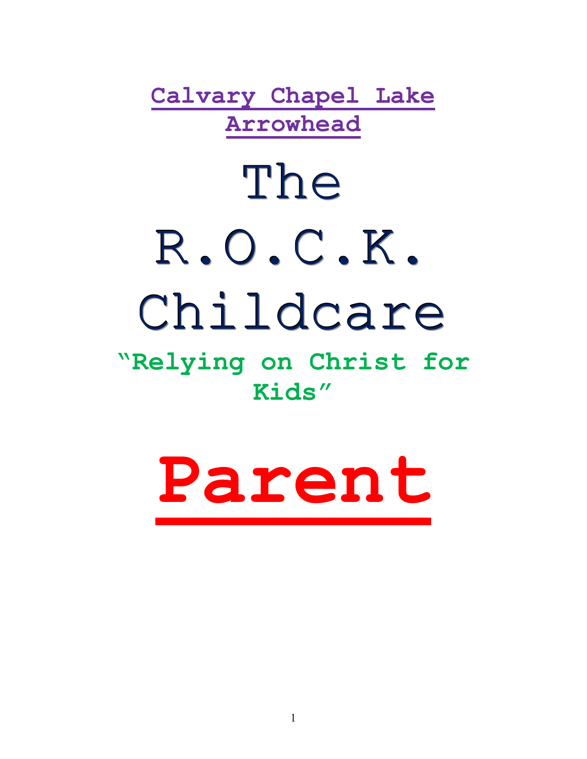**Calvary Chapel Lake Arrowhead**

# The R.O.C.K. Childcare

**"Relying on Christ for Kids"**

# Parent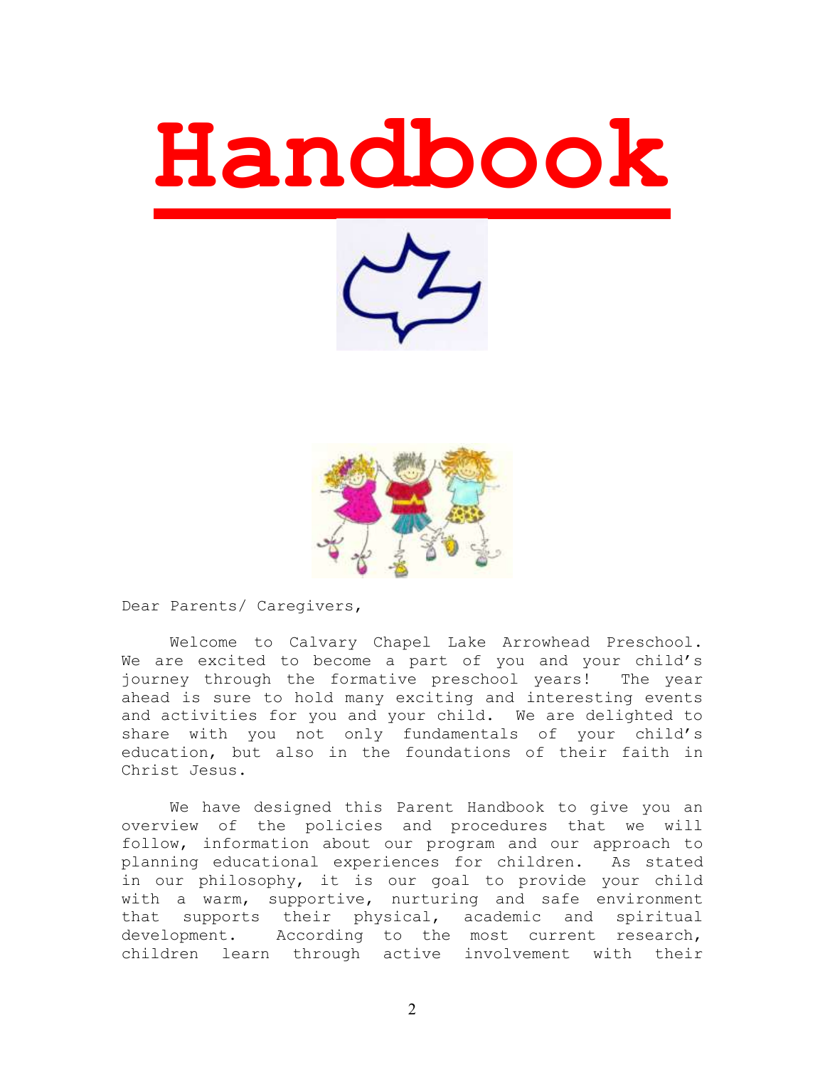# Handbook

Dear Parents/ Caregivers,

Welcome to Calvary Chapel Lake Arrowhead Preschool. We are excited to become a part of you and your child's journey through the formative preschool years! The year ahead is sure to hold many exciting and interesting events and activities for you and your child. We are delighted to share with you not only fundamentals of your child's education, but also in the foundations of their faith in Christ Jesus.

We have designed this Parent Handbook to give you an overview of the policies and procedures that we will follow, information about our program and our approach to planning educational experiences for children. As stated in our philosophy, it is our goal to provide your child with a warm, supportive, nurturing and safe environment that supports their physical, academic and spiritual development. According to the most current research, children learn through active involvement with their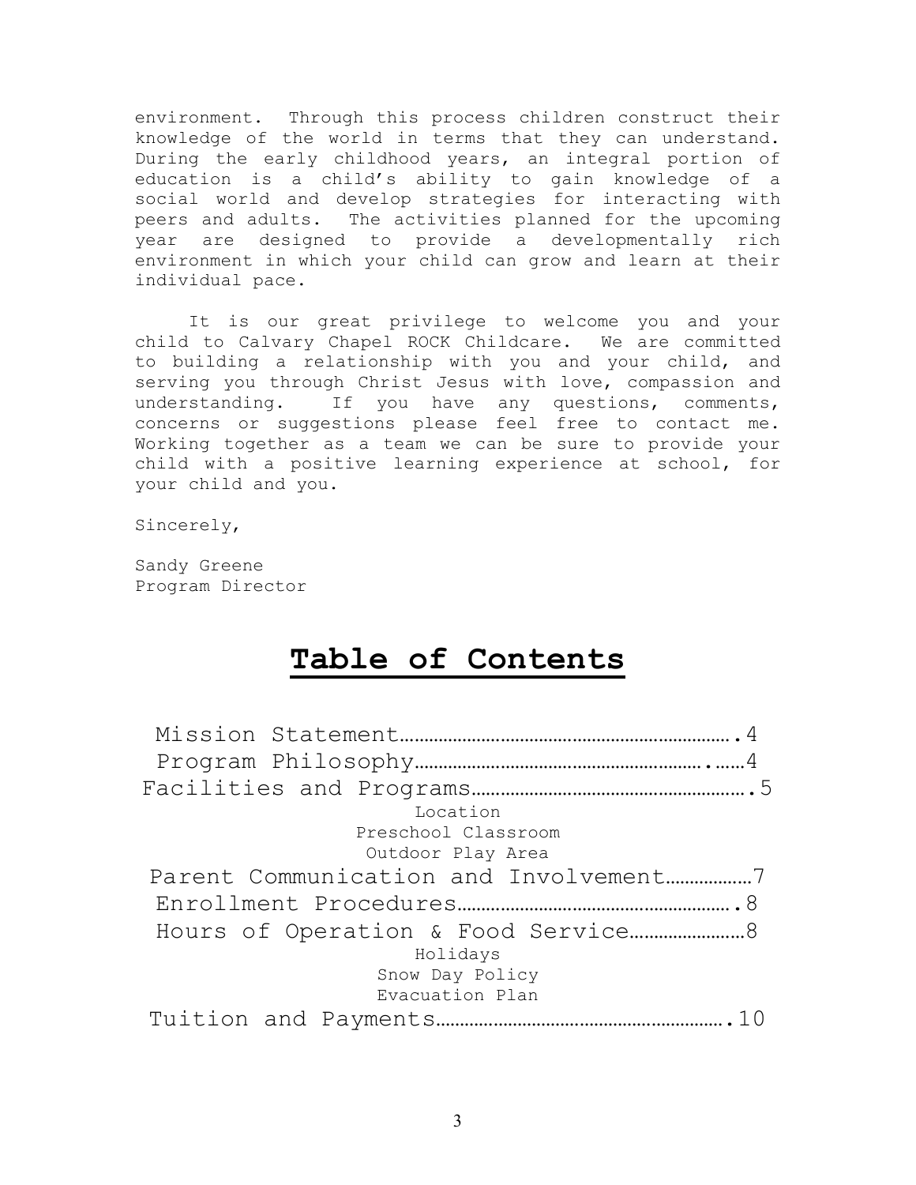environment. Through this process children construct their knowledge of the world in terms that they can understand. During the early childhood years, an integral portion of education is a child's ability to gain knowledge of a social world and develop strategies for interacting with peers and adults. The activities planned for the upcoming year are designed to provide a developmentally rich environment in which your child can grow and learn at their individual pace.

It is our great privilege to welcome you and your child to Calvary Chapel ROCK Childcare. We are committed to building a relationship with you and your child, and serving you through Christ Jesus with love, compassion and understanding. If you have any questions, comments, concerns or suggestions please feel free to contact me. Working together as a team we can be sure to provide your child with a positive learning experience at school, for your child and you.

Sincerely,

Sandy Greene
Program Director

# Table of Contents

Mission Statement………………………………………………………….4
Program Philosophy…………………………………………………..……4
Facilities and Programs……………………………………………….5
- Location
- Preschool Classroom
- Outdoor Play Area

Parent Communication and Involvement………………7
Enrollment Procedures……………………………………………….8
Hours of Operation & Food Service……………………8
- Holidays
- Snow Day Policy
- Evacuation Plan

Tuition and Payments…………………………………………………..10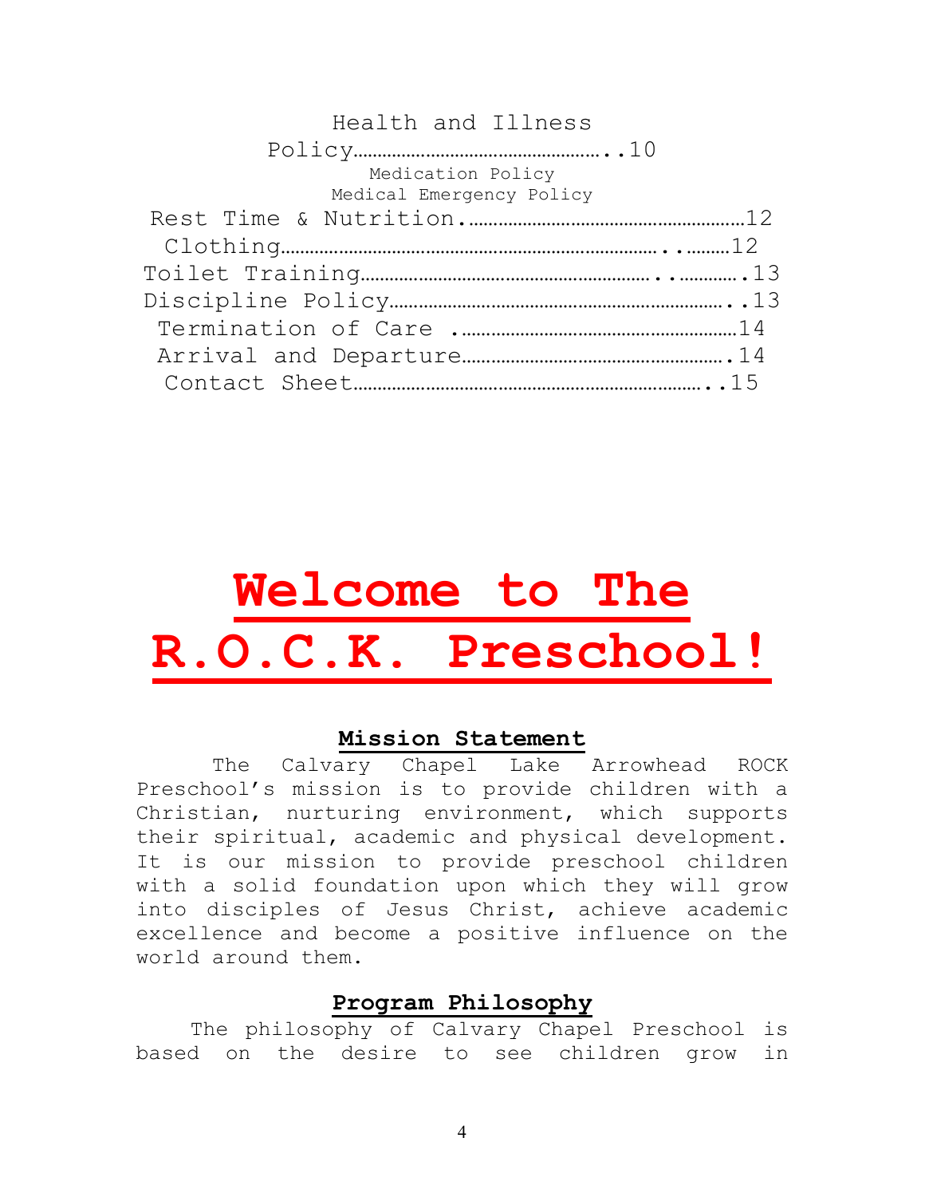Health and Illness Policy……………………………………………..10

Medication Policy

Medical Emergency Policy

Rest Time & Nutrition.………………………………………………12

Clothing……………………………………………………………..………12

Toilet Training……………………………………………..………….13

Discipline Policy…………………………………………………………..13

Termination of Care .………………………………………………14

Arrival and Departure…………………………………………….14

Contact Sheet……………………………………………………………..15

# Welcome to The R.O.C.K. Preschool!

## Mission Statement

The Calvary Chapel Lake Arrowhead ROCK Preschool's mission is to provide children with a Christian, nurturing environment, which supports their spiritual, academic and physical development. It is our mission to provide preschool children with a solid foundation upon which they will grow into disciples of Jesus Christ, achieve academic excellence and become a positive influence on the world around them.

## Program Philosophy

The philosophy of Calvary Chapel Preschool is based on the desire to see children grow in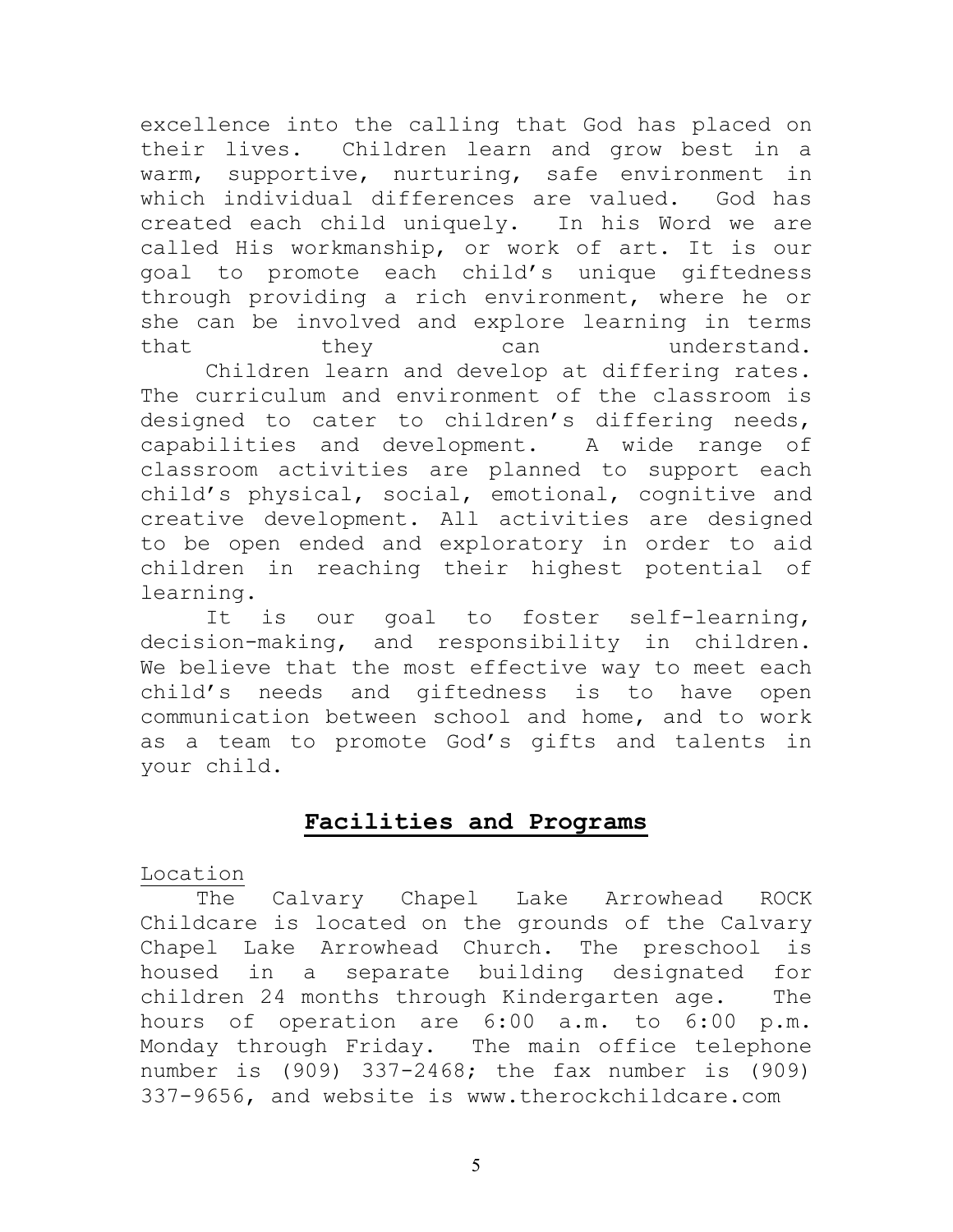excellence into the calling that God has placed on their lives. Children learn and grow best in a warm, supportive, nurturing, safe environment in which individual differences are valued. God has created each child uniquely. In his Word we are called His workmanship, or work of art. It is our goal to promote each child's unique giftedness through providing a rich environment, where he or she can be involved and explore learning in terms that they can understand.

Children learn and develop at differing rates. The curriculum and environment of the classroom is designed to cater to children's differing needs, capabilities and development. A wide range of classroom activities are planned to support each child's physical, social, emotional, cognitive and creative development. All activities are designed to be open ended and exploratory in order to aid children in reaching their highest potential of learning.

It is our goal to foster self-learning, decision-making, and responsibility in children. We believe that the most effective way to meet each child's needs and giftedness is to have open communication between school and home, and to work as a team to promote God's gifts and talents in your child.

## Facilities and Programs

Location

The Calvary Chapel Lake Arrowhead ROCK Childcare is located on the grounds of the Calvary Chapel Lake Arrowhead Church. The preschool is housed in a separate building designated for children 24 months through Kindergarten age. The hours of operation are 6:00 a.m. to 6:00 p.m. Monday through Friday. The main office telephone number is (909) 337-2468; the fax number is (909) 337-9656, and website is www.therockchildcare.com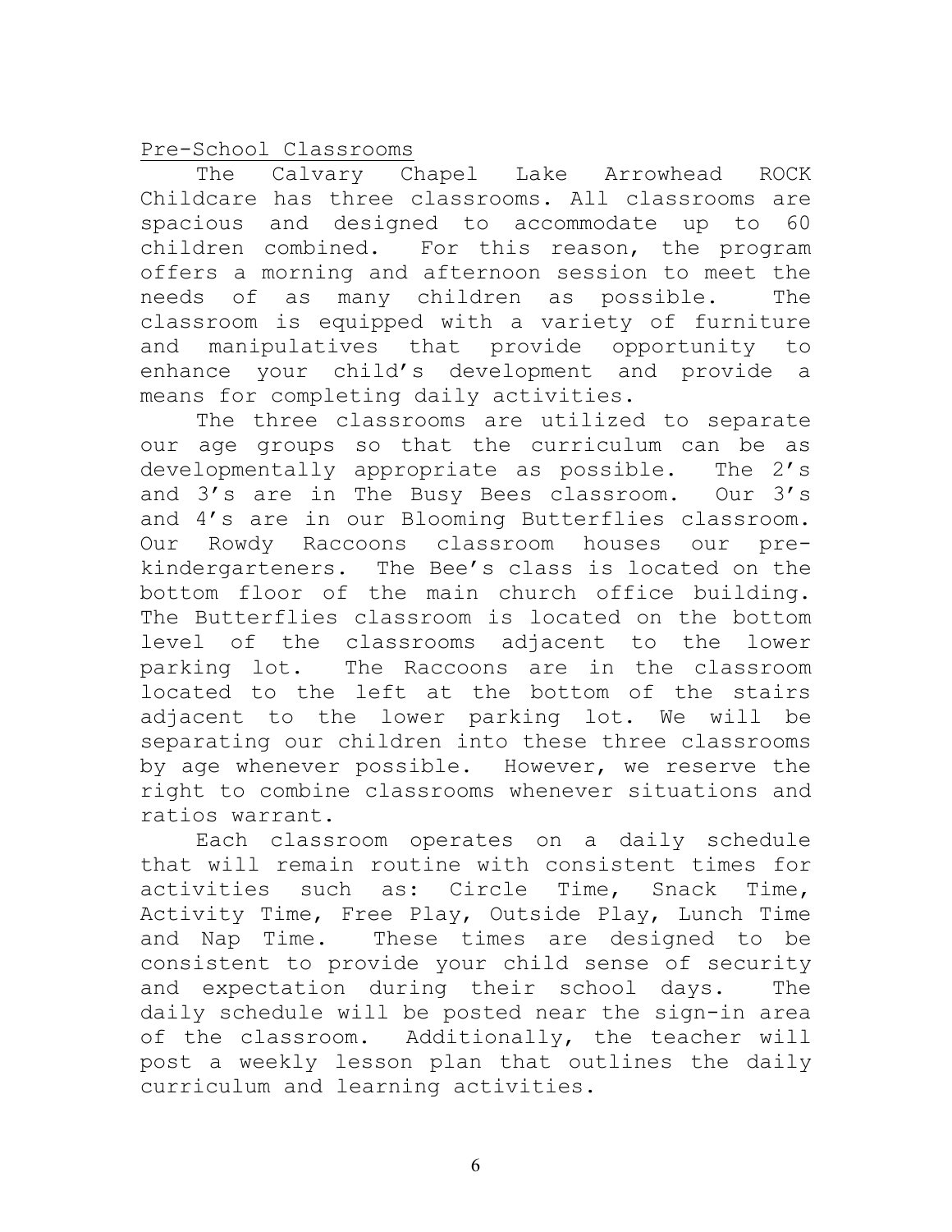## Pre-School Classrooms

The Calvary Chapel Lake Arrowhead ROCK Childcare has three classrooms. All classrooms are spacious and designed to accommodate up to 60 children combined. For this reason, the program offers a morning and afternoon session to meet the needs of as many children as possible. The classroom is equipped with a variety of furniture and manipulatives that provide opportunity to enhance your child's development and provide a means for completing daily activities.

The three classrooms are utilized to separate our age groups so that the curriculum can be as developmentally appropriate as possible. The 2's and 3's are in The Busy Bees classroom. Our 3's and 4's are in our Blooming Butterflies classroom. Our Rowdy Raccoons classroom houses our pre-kindergarteners. The Bee's class is located on the bottom floor of the main church office building. The Butterflies classroom is located on the bottom level of the classrooms adjacent to the lower parking lot. The Raccoons are in the classroom located to the left at the bottom of the stairs adjacent to the lower parking lot. We will be separating our children into these three classrooms by age whenever possible. However, we reserve the right to combine classrooms whenever situations and ratios warrant.

Each classroom operates on a daily schedule that will remain routine with consistent times for activities such as: Circle Time, Snack Time, Activity Time, Free Play, Outside Play, Lunch Time and Nap Time. These times are designed to be consistent to provide your child sense of security and expectation during their school days. The daily schedule will be posted near the sign-in area of the classroom. Additionally, the teacher will post a weekly lesson plan that outlines the daily curriculum and learning activities.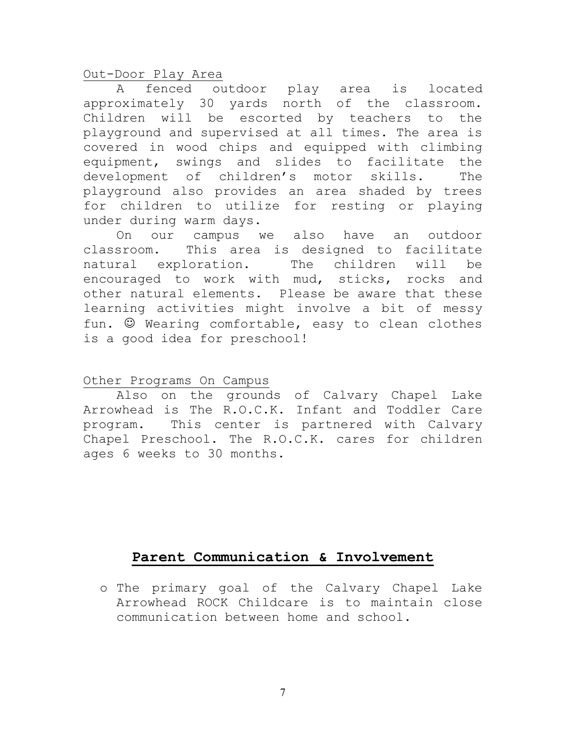Out-Door Play Area

A fenced outdoor play area is located approximately 30 yards north of the classroom. Children will be escorted by teachers to the playground and supervised at all times. The area is covered in wood chips and equipped with climbing equipment, swings and slides to facilitate the development of children's motor skills. The playground also provides an area shaded by trees for children to utilize for resting or playing under during warm days.

On our campus we also have an outdoor classroom. This area is designed to facilitate natural exploration. The children will be encouraged to work with mud, sticks, rocks and other natural elements. Please be aware that these learning activities might involve a bit of messy fun. ☺ Wearing comfortable, easy to clean clothes is a good idea for preschool!

Other Programs On Campus

Also on the grounds of Calvary Chapel Lake Arrowhead is The R.O.C.K. Infant and Toddler Care program. This center is partnered with Calvary Chapel Preschool. The R.O.C.K. cares for children ages 6 weeks to 30 months.

## Parent Communication & Involvement

- The primary goal of the Calvary Chapel Lake Arrowhead ROCK Childcare is to maintain close communication between home and school.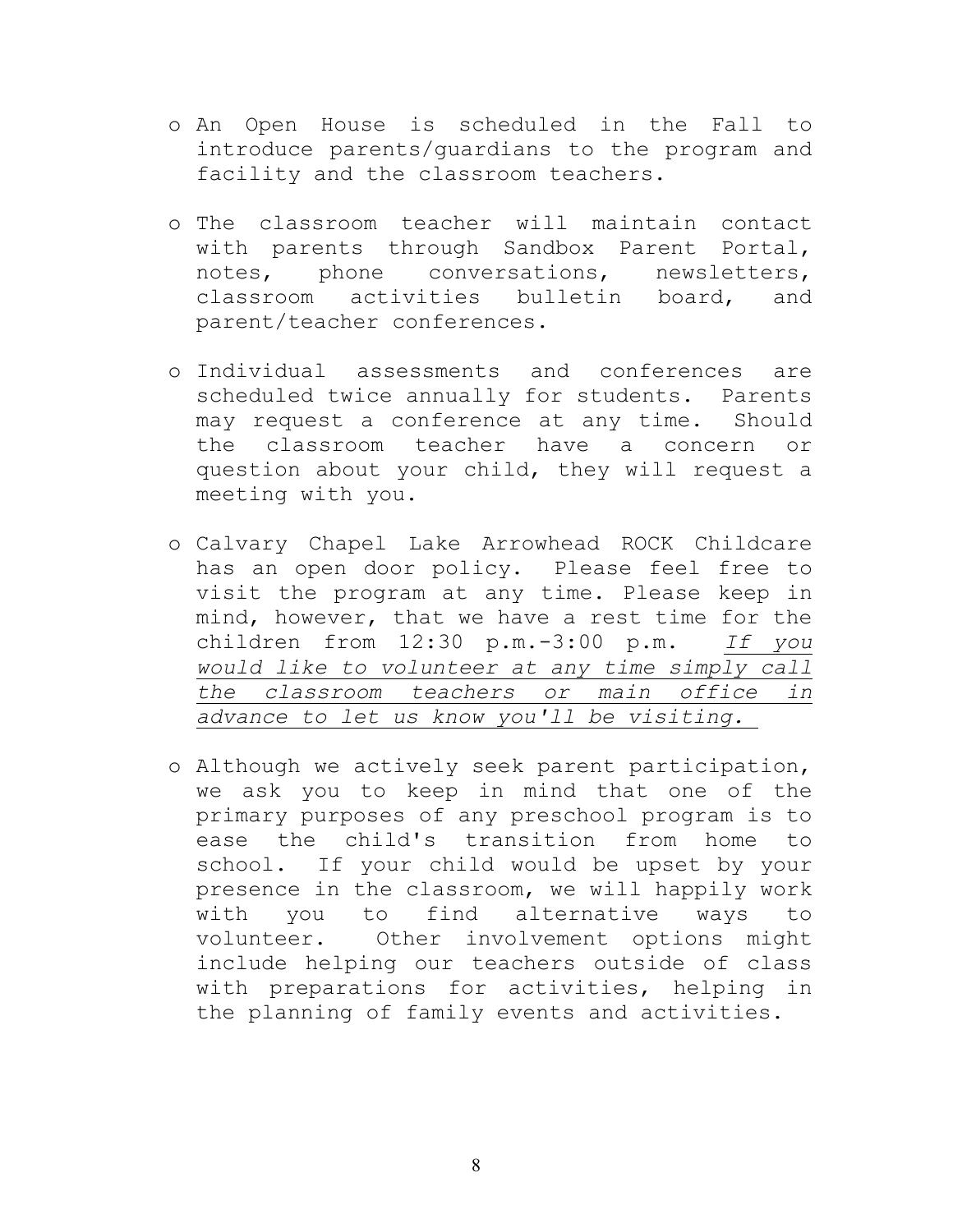- An Open House is scheduled in the Fall to introduce parents/guardians to the program and facility and the classroom teachers.

- The classroom teacher will maintain contact with parents through Sandbox Parent Portal, notes, phone conversations, newsletters, classroom activities bulletin board, and parent/teacher conferences.

- Individual assessments and conferences are scheduled twice annually for students. Parents may request a conference at any time. Should the classroom teacher have a concern or question about your child, they will request a meeting with you.

- Calvary Chapel Lake Arrowhead ROCK Childcare has an open door policy. Please feel free to visit the program at any time. Please keep in mind, however, that we have a rest time for the children from 12:30 p.m.-3:00 p.m. *If you would like to volunteer at any time simply call the classroom teachers or main office in advance to let us know you'll be visiting.*

- Although we actively seek parent participation, we ask you to keep in mind that one of the primary purposes of any preschool program is to ease the child's transition from home to school. If your child would be upset by your presence in the classroom, we will happily work with you to find alternative ways to volunteer. Other involvement options might include helping our teachers outside of class with preparations for activities, helping in the planning of family events and activities.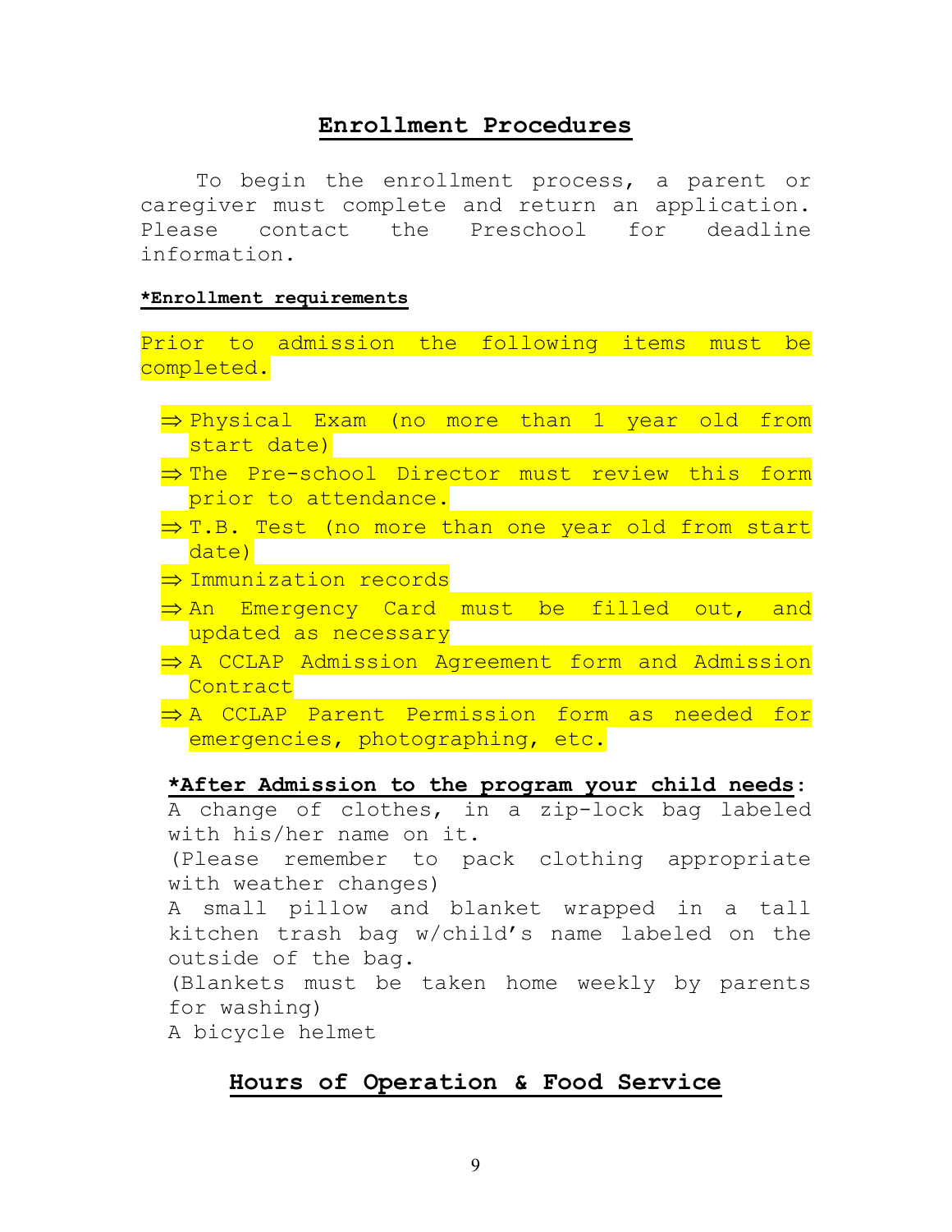## Enrollment Procedures

To begin the enrollment process, a parent or caregiver must complete and return an application. Please contact the Preschool for deadline information.

**\*Enrollment requirements**

Prior to admission the following items must be completed.

- ⇒ Physical Exam (no more than 1 year old from start date)
- ⇒ The Pre-school Director must review this form prior to attendance.
- ⇒ T.B. Test (no more than one year old from start date)
- ⇒ Immunization records
- ⇒ An Emergency Card must be filled out, and updated as necessary
- ⇒ A CCLAP Admission Agreement form and Admission Contract
- ⇒ A CCLAP Parent Permission form as needed for emergencies, photographing, etc.

**\*After Admission to the program your child needs**:

A change of clothes, in a zip-lock bag labeled with his/her name on it.
(Please remember to pack clothing appropriate with weather changes)
A small pillow and blanket wrapped in a tall kitchen trash bag w/child's name labeled on the outside of the bag.
(Blankets must be taken home weekly by parents for washing)
A bicycle helmet

## Hours of Operation & Food Service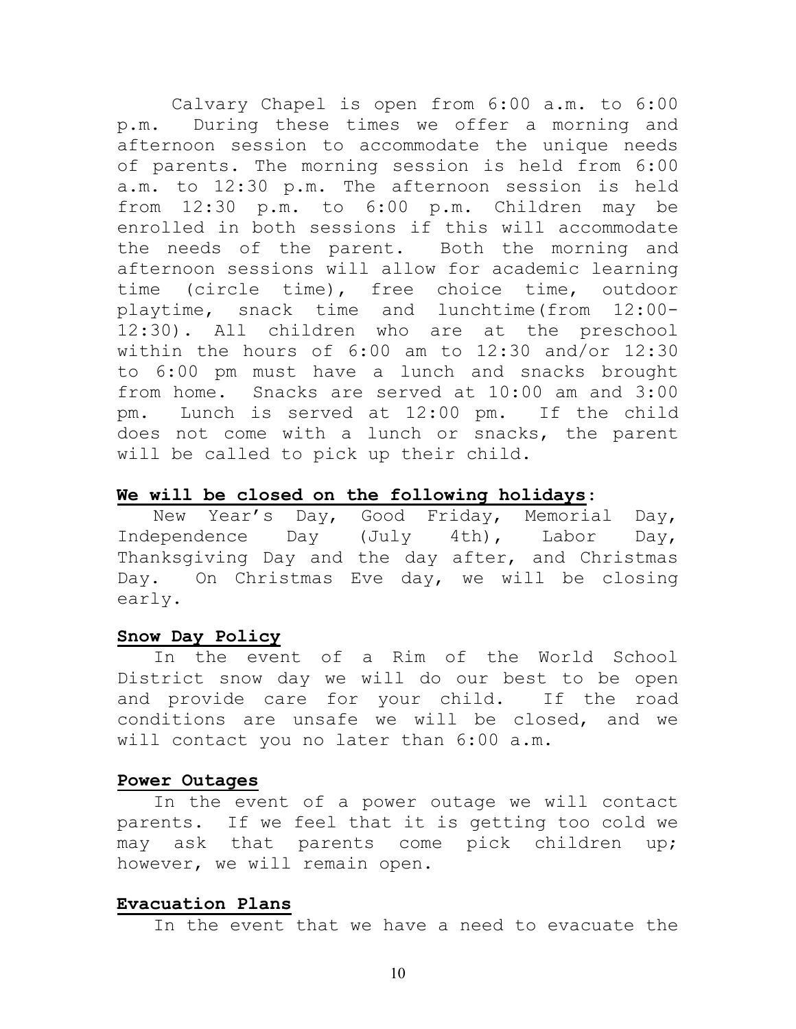Calvary Chapel is open from 6:00 a.m. to 6:00 p.m. During these times we offer a morning and afternoon session to accommodate the unique needs of parents. The morning session is held from 6:00 a.m. to 12:30 p.m. The afternoon session is held from 12:30 p.m. to 6:00 p.m. Children may be enrolled in both sessions if this will accommodate the needs of the parent. Both the morning and afternoon sessions will allow for academic learning time (circle time), free choice time, outdoor playtime, snack time and lunchtime(from 12:00-12:30). All children who are at the preschool within the hours of 6:00 am to 12:30 and/or 12:30 to 6:00 pm must have a lunch and snacks brought from home. Snacks are served at 10:00 am and 3:00 pm. Lunch is served at 12:00 pm. If the child does not come with a lunch or snacks, the parent will be called to pick up their child.

**We will be closed on the following holidays:**

New Year's Day, Good Friday, Memorial Day, Independence Day (July 4th), Labor Day, Thanksgiving Day and the day after, and Christmas Day. On Christmas Eve day, we will be closing early.

**Snow Day Policy**

In the event of a Rim of the World School District snow day we will do our best to be open and provide care for your child. If the road conditions are unsafe we will be closed, and we will contact you no later than 6:00 a.m.

**Power Outages**

In the event of a power outage we will contact parents. If we feel that it is getting too cold we may ask that parents come pick children up; however, we will remain open.

**Evacuation Plans**

In the event that we have a need to evacuate the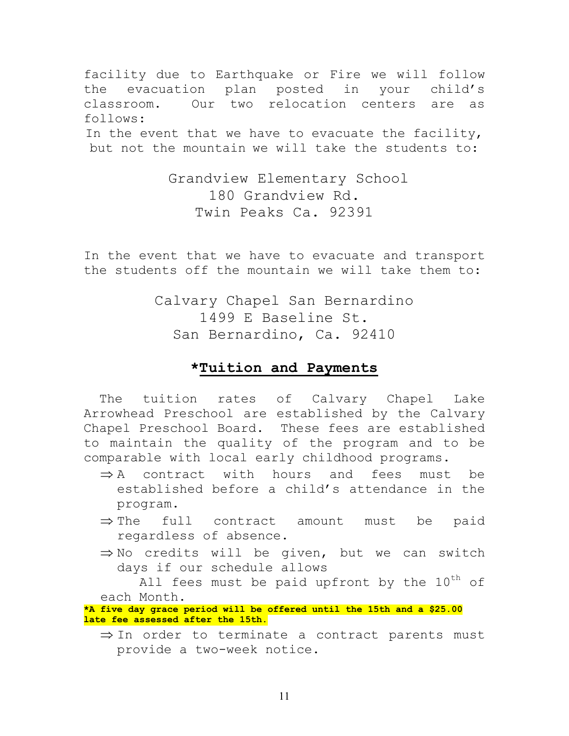facility due to Earthquake or Fire we will follow the evacuation plan posted in your child's classroom. Our two relocation centers are as follows:

In the event that we have to evacuate the facility, but not the mountain we will take the students to:

Grandview Elementary School
180 Grandview Rd.
Twin Peaks Ca. 92391

In the event that we have to evacuate and transport the students off the mountain we will take them to:

Calvary Chapel San Bernardino
1499 E Baseline St.
San Bernardino, Ca. 92410

## *Tuition and Payments

The tuition rates of Calvary Chapel Lake Arrowhead Preschool are established by the Calvary Chapel Preschool Board. These fees are established to maintain the quality of the program and to be comparable with local early childhood programs.

- ⇒ A contract with hours and fees must be established before a child's attendance in the program.
- ⇒ The full contract amount must be paid regardless of absence.
- ⇒ No credits will be given, but we can switch days if our schedule allows

All fees must be paid upfront by the 10th of each Month.

**\*A five day grace period will be offered until the 15th and a $25.00 late fee assessed after the 15th.**

- ⇒ In order to terminate a contract parents must provide a two-week notice.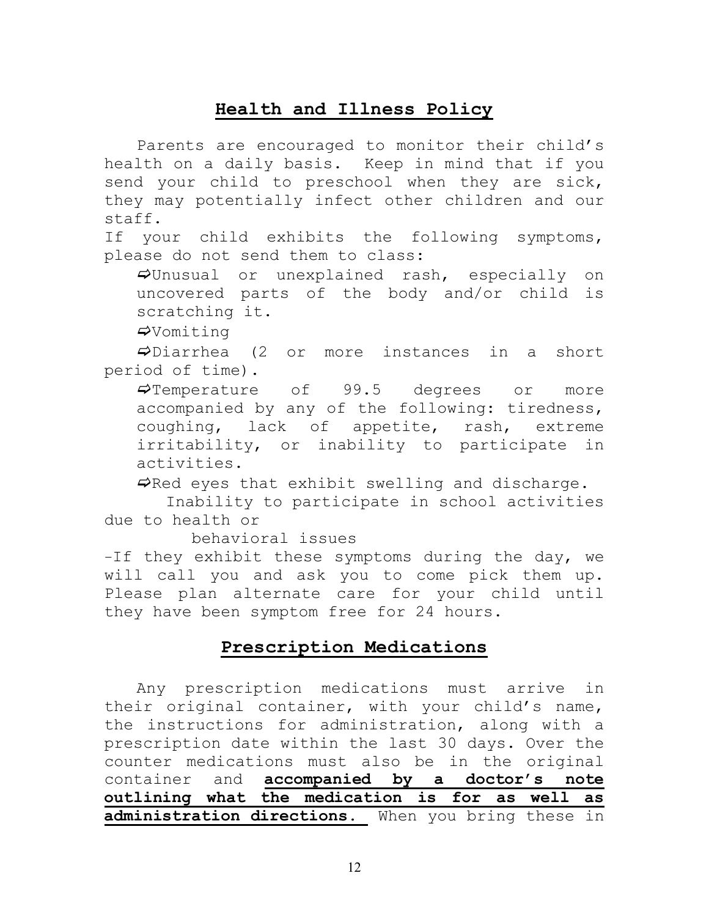## Health and Illness Policy

Parents are encouraged to monitor their child's health on a daily basis. Keep in mind that if you send your child to preschool when they are sick, they may potentially infect other children and our staff.

If your child exhibits the following symptoms, please do not send them to class:

- ⇨Unusual or unexplained rash, especially on uncovered parts of the body and/or child is scratching it.
- ⇨Vomiting
- ⇨Diarrhea (2 or more instances in a short period of time).
- ⇨Temperature of 99.5 degrees or more accompanied by any of the following: tiredness, coughing, lack of appetite, rash, extreme irritability, or inability to participate in activities.
- ⇨Red eyes that exhibit swelling and discharge.
- Inability to participate in school activities due to health or behavioral issues

-If they exhibit these symptoms during the day, we will call you and ask you to come pick them up. Please plan alternate care for your child until they have been symptom free for 24 hours.

## Prescription Medications

Any prescription medications must arrive in their original container, with your child's name, the instructions for administration, along with a prescription date within the last 30 days. Over the counter medications must also be in the original container and **accompanied by a doctor's note outlining what the medication is for as well as administration directions.** When you bring these in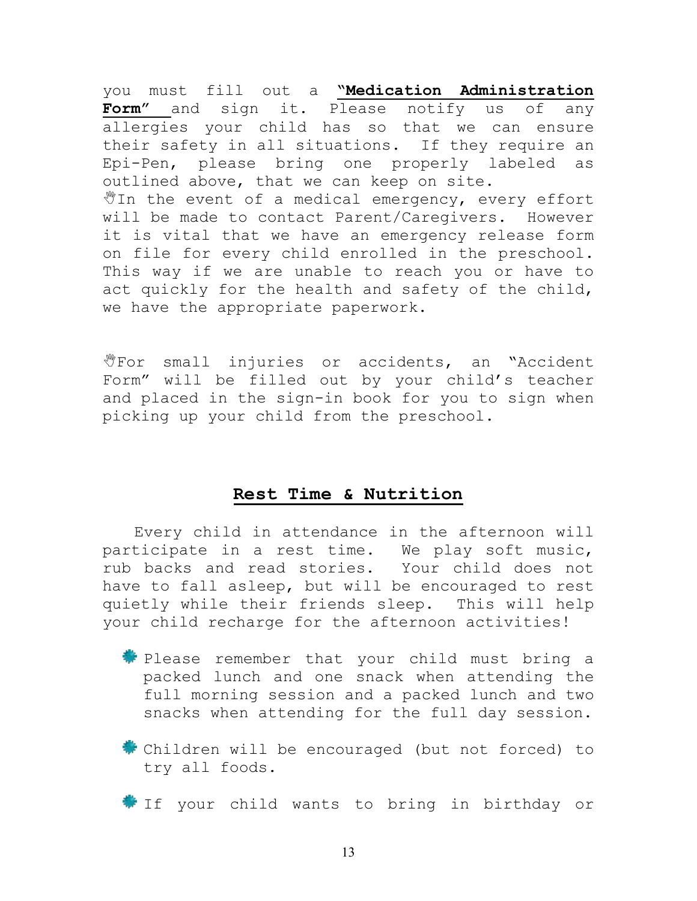you must fill out a **"Medication Administration Form"** and sign it. Please notify us of any allergies your child has so that we can ensure their safety in all situations. If they require an Epi-Pen, please bring one properly labeled as outlined above, that we can keep on site.

In the event of a medical emergency, every effort will be made to contact Parent/Caregivers. However it is vital that we have an emergency release form on file for every child enrolled in the preschool. This way if we are unable to reach you or have to act quickly for the health and safety of the child, we have the appropriate paperwork.

For small injuries or accidents, an "Accident Form" will be filled out by your child's teacher and placed in the sign-in book for you to sign when picking up your child from the preschool.

## Rest Time & Nutrition

Every child in attendance in the afternoon will participate in a rest time. We play soft music, rub backs and read stories. Your child does not have to fall asleep, but will be encouraged to rest quietly while their friends sleep. This will help your child recharge for the afternoon activities!

- Please remember that your child must bring a packed lunch and one snack when attending the full morning session and a packed lunch and two snacks when attending for the full day session.
- Children will be encouraged (but not forced) to try all foods.
- If your child wants to bring in birthday or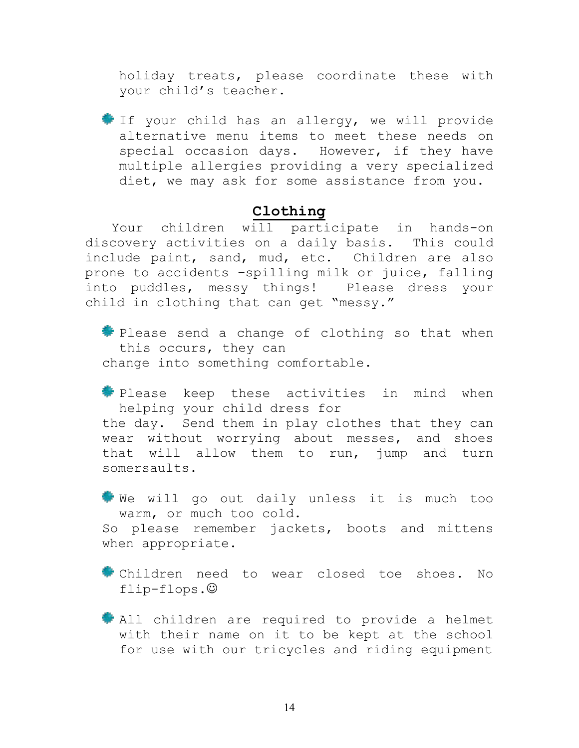holiday treats, please coordinate these with your child's teacher.

- If your child has an allergy, we will provide alternative menu items to meet these needs on special occasion days. However, if they have multiple allergies providing a very specialized diet, we may ask for some assistance from you.

## Clothing

Your children will participate in hands-on discovery activities on a daily basis. This could include paint, sand, mud, etc. Children are also prone to accidents –spilling milk or juice, falling into puddles, messy things! Please dress your child in clothing that can get "messy."

- Please send a change of clothing so that when this occurs, they can change into something comfortable.

- Please keep these activities in mind when helping your child dress for the day. Send them in play clothes that they can wear without worrying about messes, and shoes that will allow them to run, jump and turn somersaults.

- We will go out daily unless it is much too warm, or much too cold. So please remember jackets, boots and mittens when appropriate.

- Children need to wear closed toe shoes. No flip-flops.☺

- All children are required to provide a helmet with their name on it to be kept at the school for use with our tricycles and riding equipment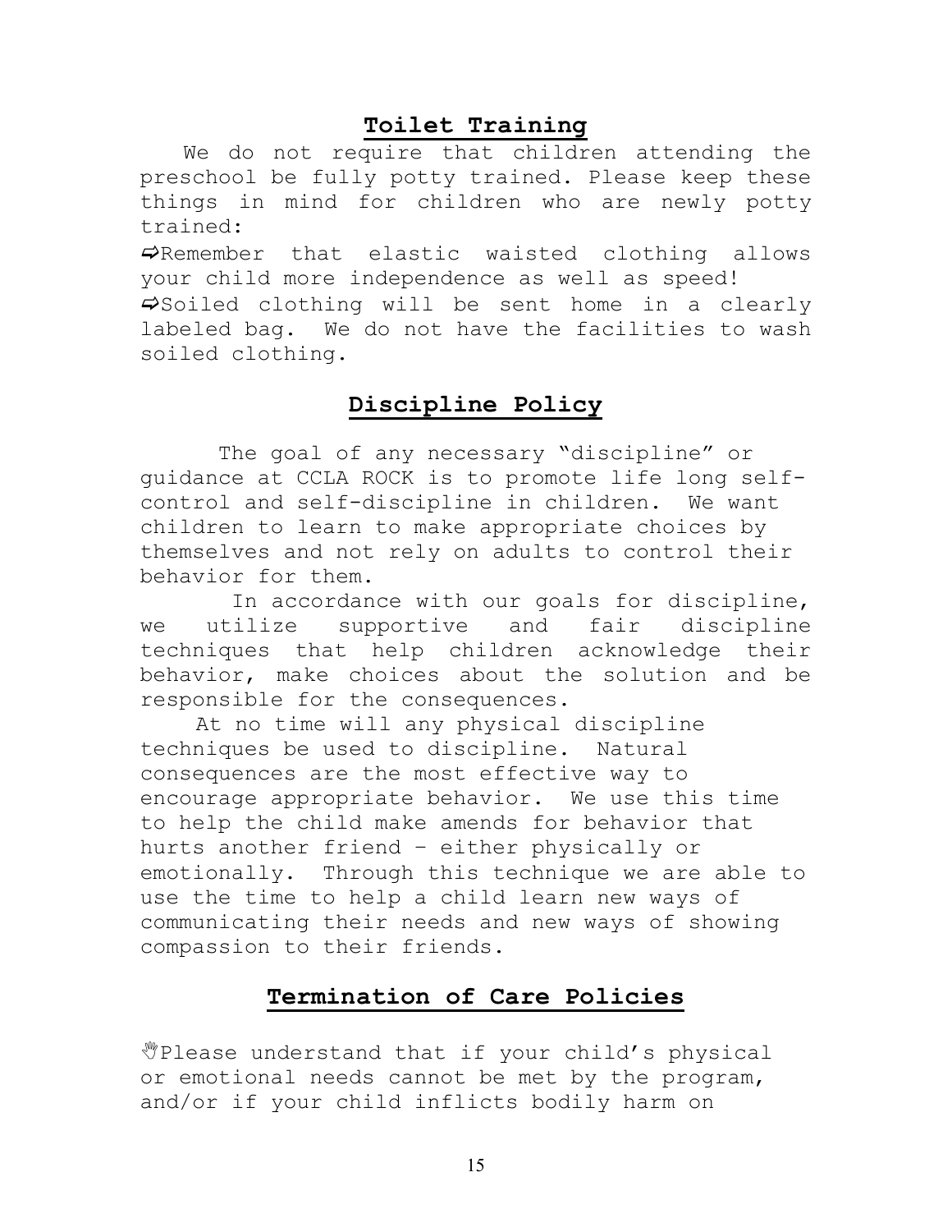## Toilet Training

We do not require that children attending the preschool be fully potty trained. Please keep these things in mind for children who are newly potty trained:

⇨Remember that elastic waisted clothing allows your child more independence as well as speed!

⇨Soiled clothing will be sent home in a clearly labeled bag. We do not have the facilities to wash soiled clothing.

## Discipline Policy

The goal of any necessary "discipline" or guidance at CCLA ROCK is to promote life long self-control and self-discipline in children. We want children to learn to make appropriate choices by themselves and not rely on adults to control their behavior for them.

In accordance with our goals for discipline, we utilize supportive and fair discipline techniques that help children acknowledge their behavior, make choices about the solution and be responsible for the consequences.

At no time will any physical discipline techniques be used to discipline. Natural consequences are the most effective way to encourage appropriate behavior. We use this time to help the child make amends for behavior that hurts another friend – either physically or emotionally. Through this technique we are able to use the time to help a child learn new ways of communicating their needs and new ways of showing compassion to their friends.

## Termination of Care Policies

✋Please understand that if your child's physical or emotional needs cannot be met by the program, and/or if your child inflicts bodily harm on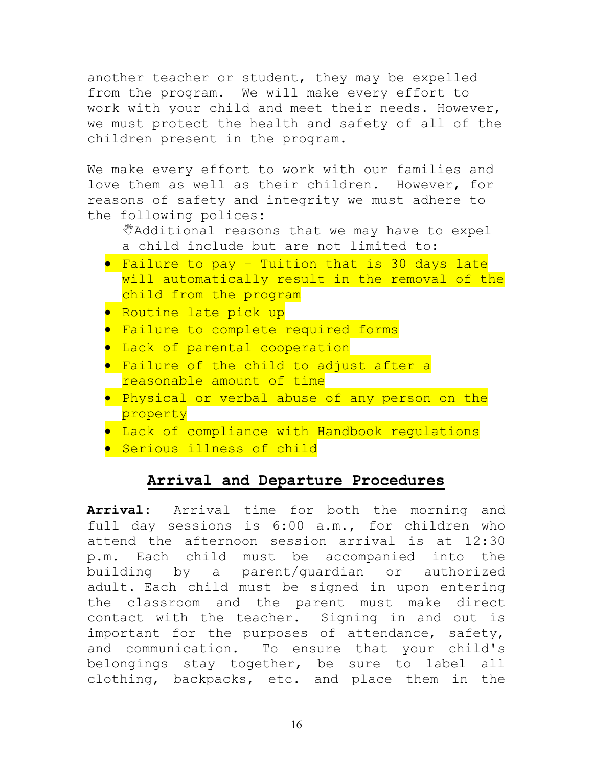another teacher or student, they may be expelled from the program. We will make every effort to work with your child and meet their needs. However, we must protect the health and safety of all of the children present in the program.

We make every effort to work with our families and love them as well as their children. However, for reasons of safety and integrity we must adhere to the following polices:

Additional reasons that we may have to expel a child include but are not limited to:

- Failure to pay - Tuition that is 30 days late will automatically result in the removal of the child from the program
- Routine late pick up
- Failure to complete required forms
- Lack of parental cooperation
- Failure of the child to adjust after a reasonable amount of time
- Physical or verbal abuse of any person on the property
- Lack of compliance with Handbook regulations
- Serious illness of child

## Arrival and Departure Procedures

**Arrival**: Arrival time for both the morning and full day sessions is 6:00 a.m., for children who attend the afternoon session arrival is at 12:30 p.m. Each child must be accompanied into the building by a parent/guardian or authorized adult. Each child must be signed in upon entering the classroom and the parent must make direct contact with the teacher. Signing in and out is important for the purposes of attendance, safety, and communication. To ensure that your child's belongings stay together, be sure to label all clothing, backpacks, etc. and place them in the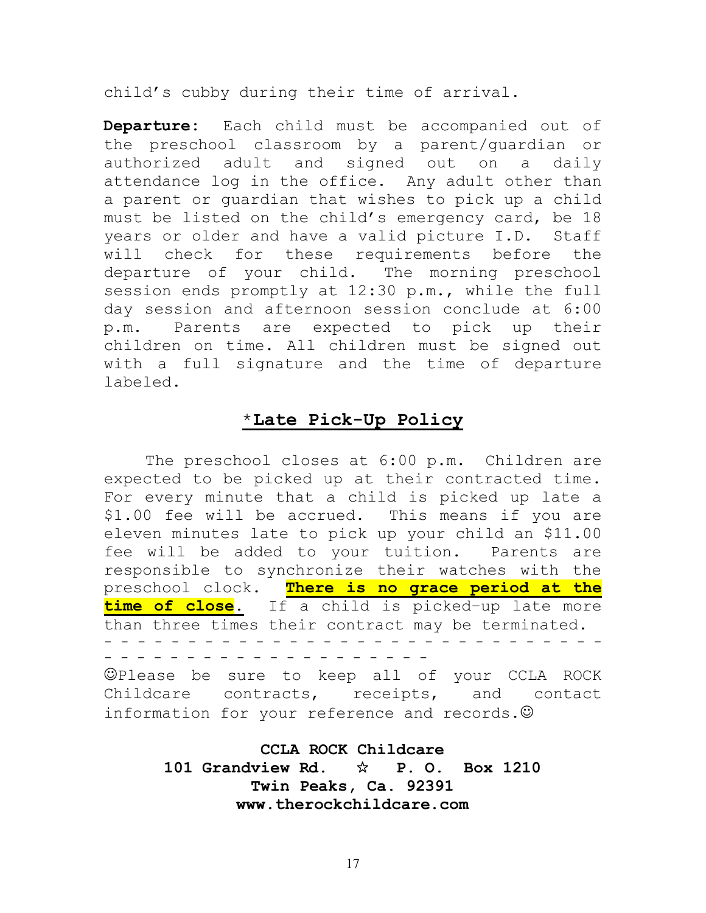child's cubby during their time of arrival.

**Departure:** Each child must be accompanied out of the preschool classroom by a parent/guardian or authorized adult and signed out on a daily attendance log in the office. Any adult other than a parent or guardian that wishes to pick up a child must be listed on the child's emergency card, be 18 years or older and have a valid picture I.D. Staff will check for these requirements before the departure of your child. The morning preschool session ends promptly at 12:30 p.m., while the full day session and afternoon session conclude at 6:00 p.m. Parents are expected to pick up their children on time. All children must be signed out with a full signature and the time of departure labeled.

## *Late Pick-Up Policy

The preschool closes at 6:00 p.m. Children are expected to be picked up at their contracted time. For every minute that a child is picked up late a $1.00 fee will be accrued. This means if you are eleven minutes late to pick up your child an $11.00 fee will be added to your tuition. Parents are responsible to synchronize their watches with the preschool clock. **There is no grace period at the time of close.** If a child is picked-up late more than three times their contract may be terminated.

- - - - - - - - - - - - - - - - - - - - - - - - - - - - - - - - - - - - - - - - - - - - - - - - - - - - - -

☺Please be sure to keep all of your CCLA ROCK Childcare contracts, receipts, and contact information for your reference and records.☺

**CCLA ROCK Childcare**
**101 Grandview Rd. ☆ P. O. Box 1210**
**Twin Peaks, Ca. 92391**
**www.therockchildcare.com**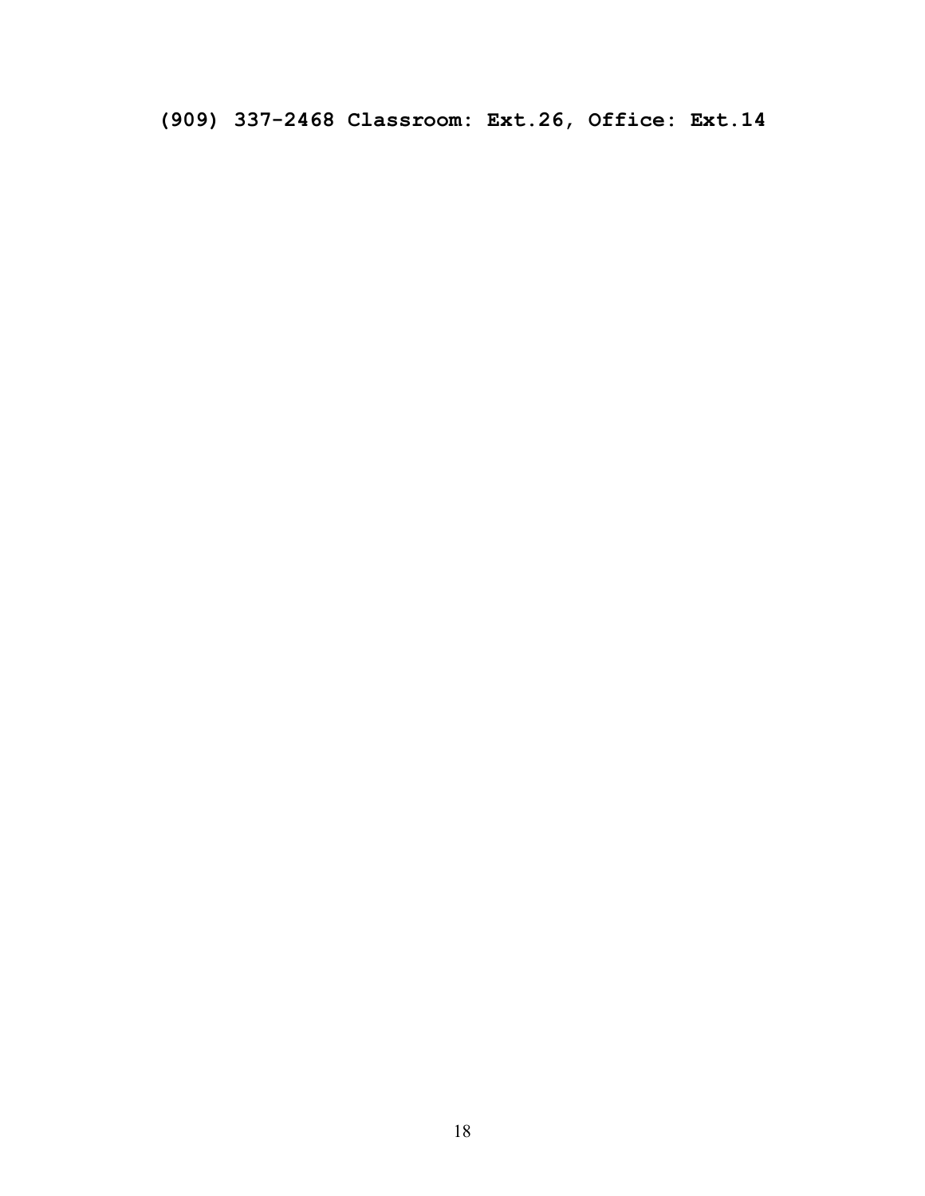**(909) 337-2468 Classroom: Ext.26, Office: Ext.14**